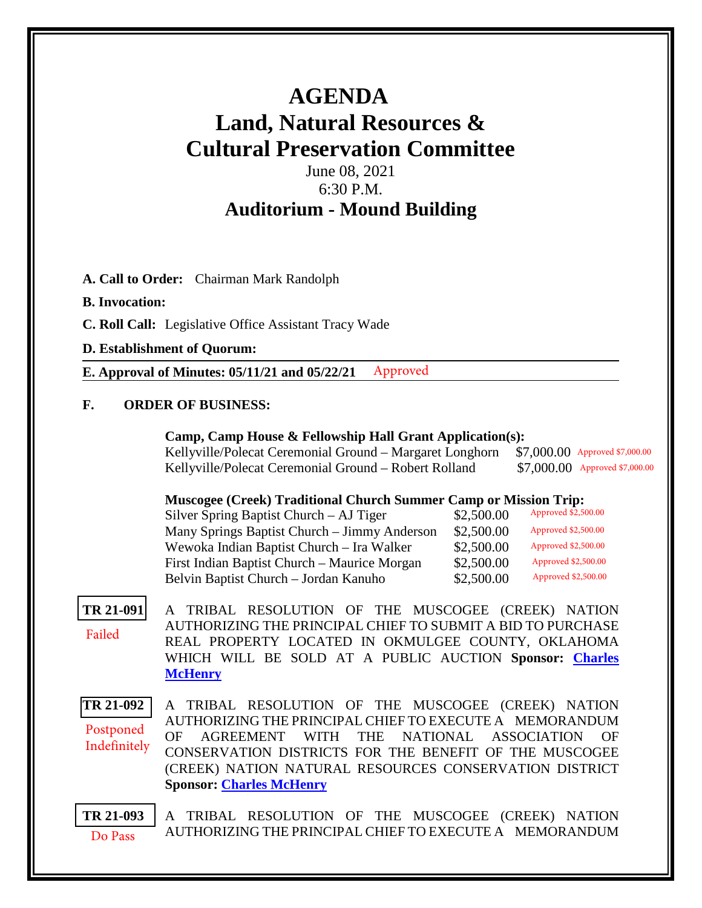# AGENDA

# Land, Natural Resources & Cultural Preservation Committee

June 08, 2021
6:30 P.M.

## Auditorium - Mound Building

**A. Call to Order:** Chairman Mark Randolph

**B. Invocation:**

**C. Roll Call:** Legislative Office Assistant Tracy Wade

**D. Establishment of Quorum:**

**E. Approval of Minutes: 05/11/21 and 05/22/21** Approved

**F. ORDER OF BUSINESS:**

**Camp, Camp House & Fellowship Hall Grant Application(s):**

| | | |
|---|---|---|
| Kellyville/Polecat Ceremonial Ground – Margaret Longhorn | $7,000.00 | Approved $7,000.00 |
| Kellyville/Polecat Ceremonial Ground – Robert Rolland | $7,000.00 | Approved $7,000.00 |

**Muscogee (Creek) Traditional Church Summer Camp or Mission Trip:**

| | | |
|---|---|---|
| Silver Spring Baptist Church – AJ Tiger | $2,500.00 | Approved $2,500.00 |
| Many Springs Baptist Church – Jimmy Anderson | $2,500.00 | Approved $2,500.00 |
| Wewoka Indian Baptist Church – Ira Walker | $2,500.00 | Approved $2,500.00 |
| First Indian Baptist Church – Maurice Morgan | $2,500.00 | Approved $2,500.00 |
| Belvin Baptist Church – Jordan Kanuho | $2,500.00 | Approved $2,500.00 |

**TR 21-091** Failed

A TRIBAL RESOLUTION OF THE MUSCOGEE (CREEK) NATION AUTHORIZING THE PRINCIPAL CHIEF TO SUBMIT A BID TO PURCHASE REAL PROPERTY LOCATED IN OKMULGEE COUNTY, OKLAHOMA WHICH WILL BE SOLD AT A PUBLIC AUCTION **Sponsor: Charles McHenry**

**TR 21-092** Postponed Indefinitely

A TRIBAL RESOLUTION OF THE MUSCOGEE (CREEK) NATION AUTHORIZING THE PRINCIPAL CHIEF TO EXECUTE A MEMORANDUM OF AGREEMENT WITH THE NATIONAL ASSOCIATION OF CONSERVATION DISTRICTS FOR THE BENEFIT OF THE MUSCOGEE (CREEK) NATION NATURAL RESOURCES CONSERVATION DISTRICT **Sponsor: Charles McHenry**

**TR 21-093** Do Pass

A TRIBAL RESOLUTION OF THE MUSCOGEE (CREEK) NATION AUTHORIZING THE PRINCIPAL CHIEF TO EXECUTE A MEMORANDUM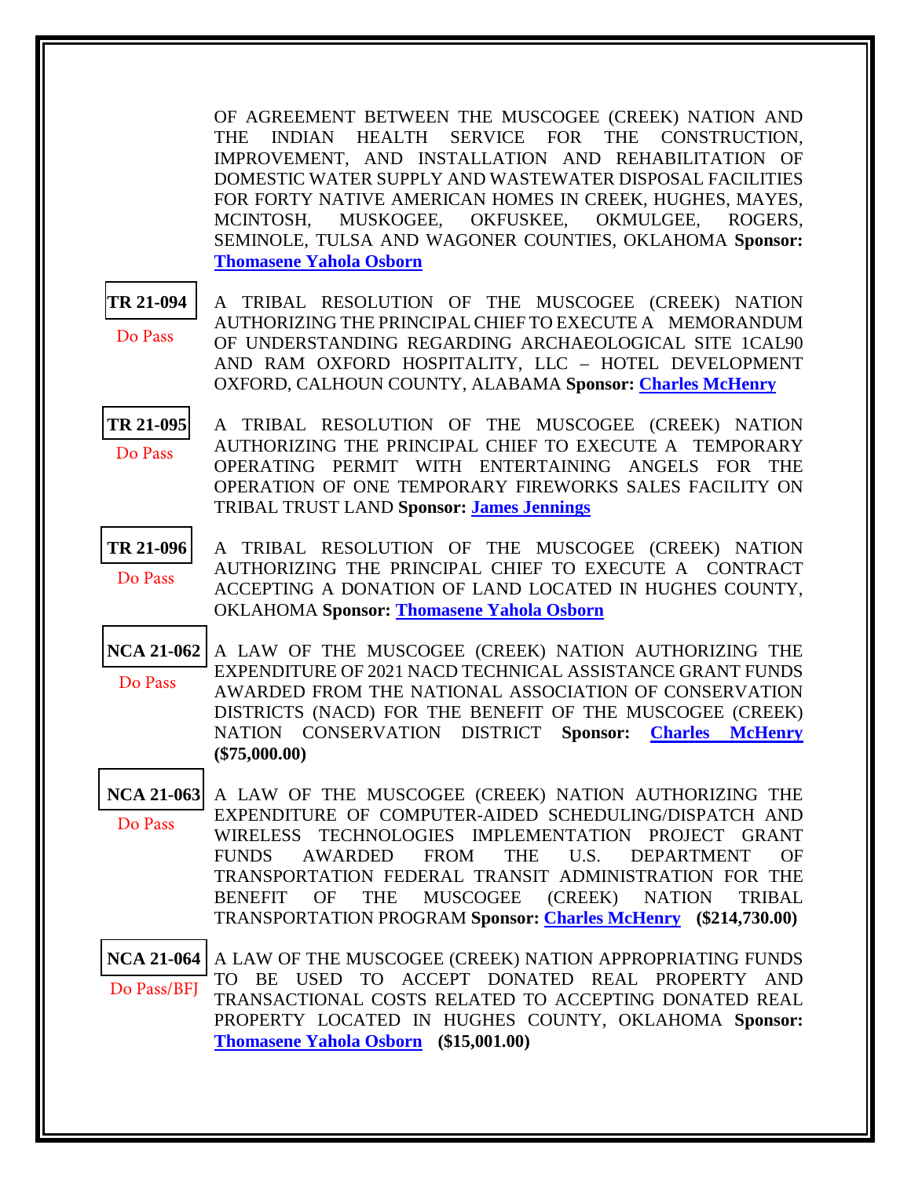OF AGREEMENT BETWEEN THE MUSCOGEE (CREEK) NATION AND THE INDIAN HEALTH SERVICE FOR THE CONSTRUCTION, IMPROVEMENT, AND INSTALLATION AND REHABILITATION OF DOMESTIC WATER SUPPLY AND WASTEWATER DISPOSAL FACILITIES FOR FORTY NATIVE AMERICAN HOMES IN CREEK, HUGHES, MAYES, MCINTOSH, MUSKOGEE, OKFUSKEE, OKMULGEE, ROGERS, SEMINOLE, TULSA AND WAGONER COUNTIES, OKLAHOMA **Sponsor: Thomasene Yahola Osborn**

**TR 21-094**
Do Pass

A TRIBAL RESOLUTION OF THE MUSCOGEE (CREEK) NATION AUTHORIZING THE PRINCIPAL CHIEF TO EXECUTE A MEMORANDUM OF UNDERSTANDING REGARDING ARCHAEOLOGICAL SITE 1CAL90 AND RAM OXFORD HOSPITALITY, LLC – HOTEL DEVELOPMENT OXFORD, CALHOUN COUNTY, ALABAMA **Sponsor: Charles McHenry**

**TR 21-095**
Do Pass

A TRIBAL RESOLUTION OF THE MUSCOGEE (CREEK) NATION AUTHORIZING THE PRINCIPAL CHIEF TO EXECUTE A TEMPORARY OPERATING PERMIT WITH ENTERTAINING ANGELS FOR THE OPERATION OF ONE TEMPORARY FIREWORKS SALES FACILITY ON TRIBAL TRUST LAND **Sponsor: James Jennings**

**TR 21-096**
Do Pass

A TRIBAL RESOLUTION OF THE MUSCOGEE (CREEK) NATION AUTHORIZING THE PRINCIPAL CHIEF TO EXECUTE A CONTRACT ACCEPTING A DONATION OF LAND LOCATED IN HUGHES COUNTY, OKLAHOMA **Sponsor: Thomasene Yahola Osborn**

**NCA 21-062**
Do Pass

A LAW OF THE MUSCOGEE (CREEK) NATION AUTHORIZING THE EXPENDITURE OF 2021 NACD TECHNICAL ASSISTANCE GRANT FUNDS AWARDED FROM THE NATIONAL ASSOCIATION OF CONSERVATION DISTRICTS (NACD) FOR THE BENEFIT OF THE MUSCOGEE (CREEK) NATION CONSERVATION DISTRICT **Sponsor: Charles McHenry (\$75,000.00)**

**NCA 21-063**
Do Pass

A LAW OF THE MUSCOGEE (CREEK) NATION AUTHORIZING THE EXPENDITURE OF COMPUTER-AIDED SCHEDULING/DISPATCH AND WIRELESS TECHNOLOGIES IMPLEMENTATION PROJECT GRANT FUNDS AWARDED FROM THE U.S. DEPARTMENT OF TRANSPORTATION FEDERAL TRANSIT ADMINISTRATION FOR THE BENEFIT OF THE MUSCOGEE (CREEK) NATION TRIBAL TRANSPORTATION PROGRAM **Sponsor: Charles McHenry (\$214,730.00)**

**NCA 21-064**
Do Pass/BFJ

A LAW OF THE MUSCOGEE (CREEK) NATION APPROPRIATING FUNDS TO BE USED TO ACCEPT DONATED REAL PROPERTY AND TRANSACTIONAL COSTS RELATED TO ACCEPTING DONATED REAL PROPERTY LOCATED IN HUGHES COUNTY, OKLAHOMA **Sponsor: Thomasene Yahola Osborn (\$15,001.00)**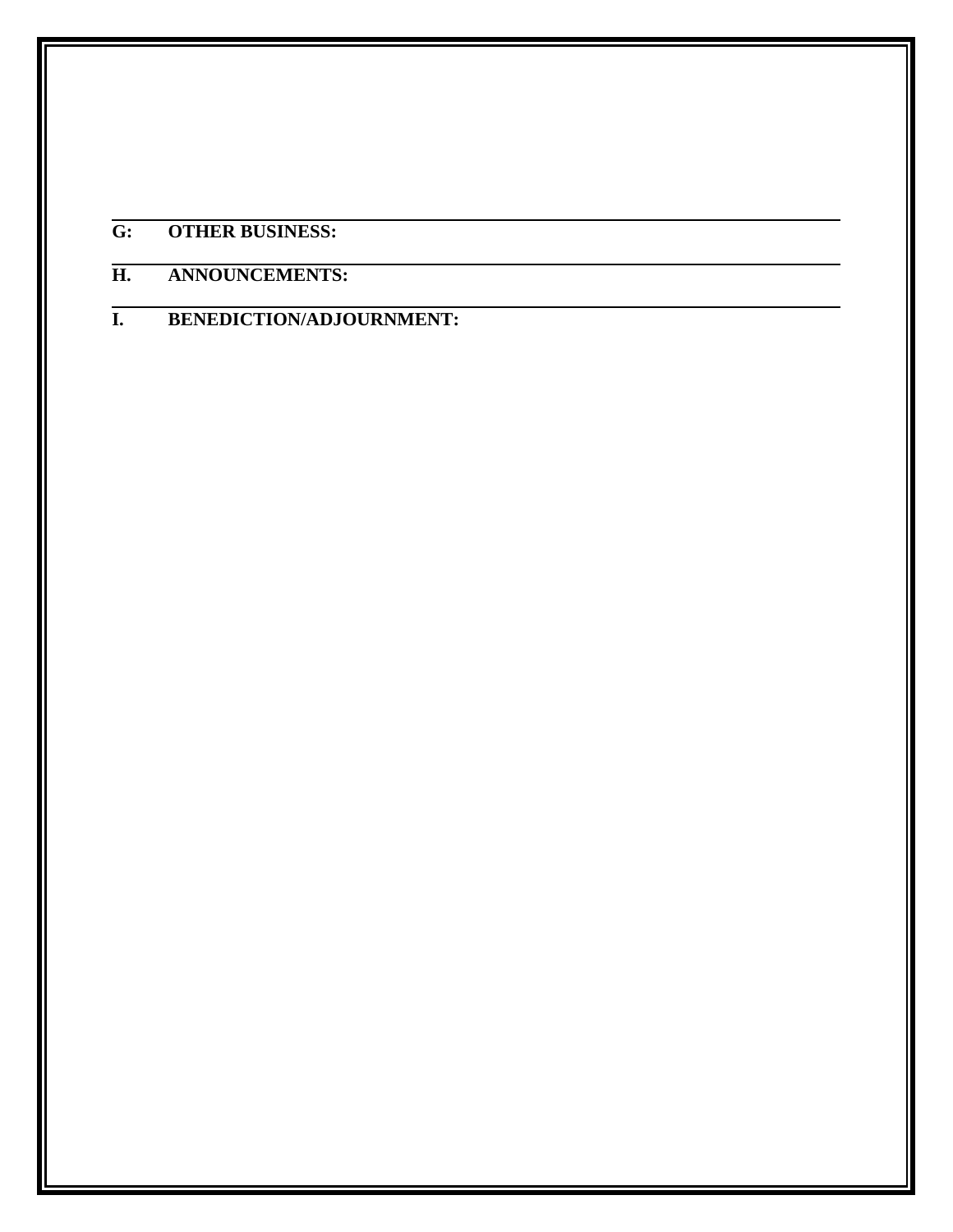**G: OTHER BUSINESS:**

**H. ANNOUNCEMENTS:**

**I. BENEDICTION/ADJOURNMENT:**